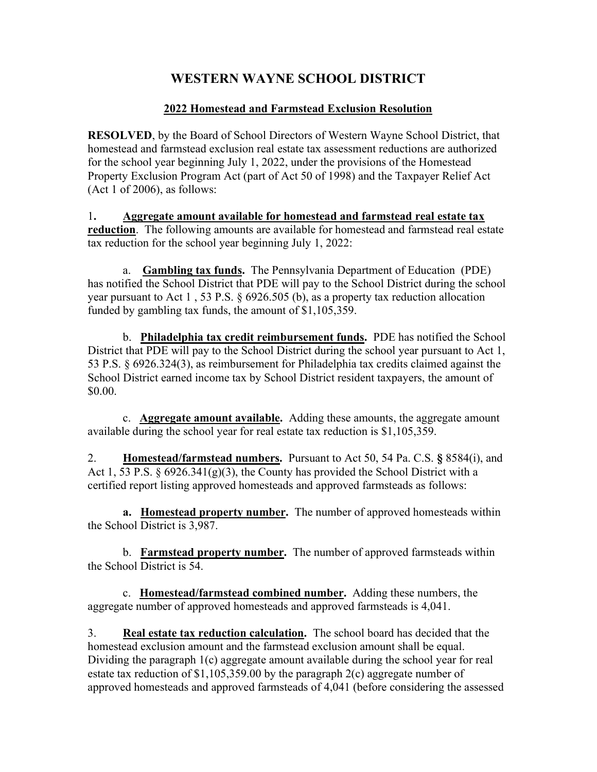# WESTERN WAYNE SCHOOL DISTRICT

## 2022 Homestead and Farmstead Exclusion Resolution

**RESOLVED**, by the Board of School Directors of Western Wayne School District, that homestead and farmstead exclusion real estate tax assessment reductions are authorized for the school year beginning July 1, 2022, under the provisions of the Homestead Property Exclusion Program Act (part of Act 50 of 1998) and the Taxpayer Relief Act (Act 1 of 2006), as follows:

1. **Aggregate amount available for homestead and farmstead real estate tax reduction**. The following amounts are available for homestead and farmstead real estate tax reduction for the school year beginning July 1, 2022:

   a. **Gambling tax funds.** The Pennsylvania Department of Education (PDE) has notified the School District that PDE will pay to the School District during the school year pursuant to Act 1 , 53 P.S. § 6926.505 (b), as a property tax reduction allocation funded by gambling tax funds, the amount of $1,105,359.

   b. **Philadelphia tax credit reimbursement funds.** PDE has notified the School District that PDE will pay to the School District during the school year pursuant to Act 1, 53 P.S. § 6926.324(3), as reimbursement for Philadelphia tax credits claimed against the School District earned income tax by School District resident taxpayers, the amount of $0.00.

   c. **Aggregate amount available.** Adding these amounts, the aggregate amount available during the school year for real estate tax reduction is $1,105,359.

2. **Homestead/farmstead numbers.** Pursuant to Act 50, 54 Pa. C.S. **§** 8584(i), and Act 1, 53 P.S. § 6926.341(g)(3), the County has provided the School District with a certified report listing approved homesteads and approved farmsteads as follows:

   **a. Homestead property number.** The number of approved homesteads within the School District is 3,987.

   b. **Farmstead property number.** The number of approved farmsteads within the School District is 54.

   c. **Homestead/farmstead combined number.** Adding these numbers, the aggregate number of approved homesteads and approved farmsteads is 4,041.

3. **Real estate tax reduction calculation.** The school board has decided that the homestead exclusion amount and the farmstead exclusion amount shall be equal. Dividing the paragraph 1(c) aggregate amount available during the school year for real estate tax reduction of $1,105,359.00 by the paragraph 2(c) aggregate number of approved homesteads and approved farmsteads of 4,041 (before considering the assessed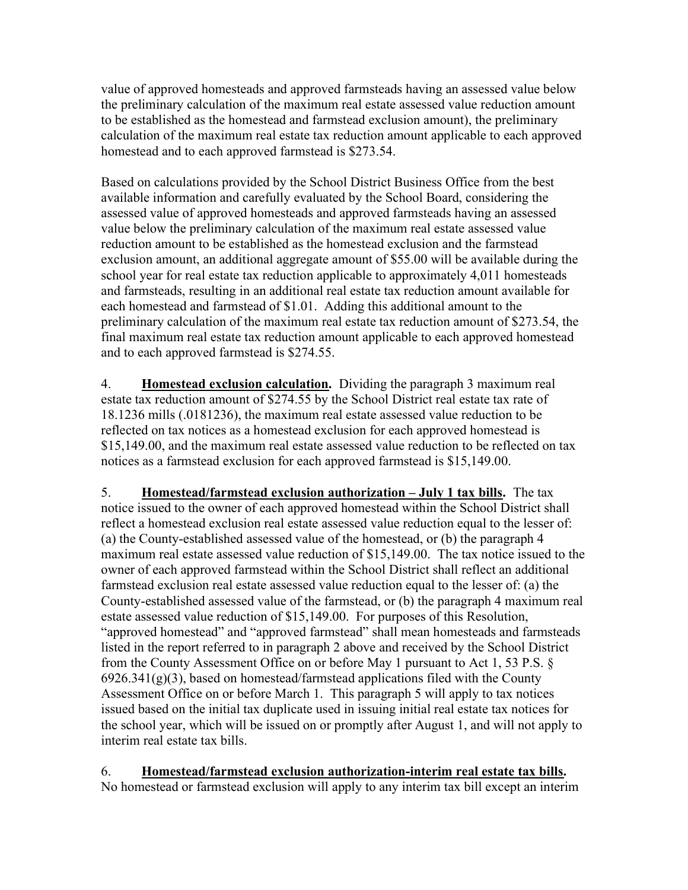value of approved homesteads and approved farmsteads having an assessed value below the preliminary calculation of the maximum real estate assessed value reduction amount to be established as the homestead and farmstead exclusion amount), the preliminary calculation of the maximum real estate tax reduction amount applicable to each approved homestead and to each approved farmstead is $273.54.

Based on calculations provided by the School District Business Office from the best available information and carefully evaluated by the School Board, considering the assessed value of approved homesteads and approved farmsteads having an assessed value below the preliminary calculation of the maximum real estate assessed value reduction amount to be established as the homestead exclusion and the farmstead exclusion amount, an additional aggregate amount of $55.00 will be available during the school year for real estate tax reduction applicable to approximately 4,011 homesteads and farmsteads, resulting in an additional real estate tax reduction amount available for each homestead and farmstead of $1.01. Adding this additional amount to the preliminary calculation of the maximum real estate tax reduction amount of $273.54, the final maximum real estate tax reduction amount applicable to each approved homestead and to each approved farmstead is $274.55.

4. **<u>Homestead exclusion calculation</u>.** Dividing the paragraph 3 maximum real estate tax reduction amount of $274.55 by the School District real estate tax rate of 18.1236 mills (.0181236), the maximum real estate assessed value reduction to be reflected on tax notices as a homestead exclusion for each approved homestead is $15,149.00, and the maximum real estate assessed value reduction to be reflected on tax notices as a farmstead exclusion for each approved farmstead is $15,149.00.

5. **<u>Homestead/farmstead exclusion authorization – July 1 tax bills</u>.** The tax notice issued to the owner of each approved homestead within the School District shall reflect a homestead exclusion real estate assessed value reduction equal to the lesser of: (a) the County-established assessed value of the homestead, or (b) the paragraph 4 maximum real estate assessed value reduction of $15,149.00. The tax notice issued to the owner of each approved farmstead within the School District shall reflect an additional farmstead exclusion real estate assessed value reduction equal to the lesser of: (a) the County-established assessed value of the farmstead, or (b) the paragraph 4 maximum real estate assessed value reduction of $15,149.00. For purposes of this Resolution, "approved homestead" and "approved farmstead" shall mean homesteads and farmsteads listed in the report referred to in paragraph 2 above and received by the School District from the County Assessment Office on or before May 1 pursuant to Act 1, 53 P.S. § 6926.341(g)(3), based on homestead/farmstead applications filed with the County Assessment Office on or before March 1. This paragraph 5 will apply to tax notices issued based on the initial tax duplicate used in issuing initial real estate tax notices for the school year, which will be issued on or promptly after August 1, and will not apply to interim real estate tax bills.

6. **<u>Homestead/farmstead exclusion authorization-interim real estate tax bills</u>.** No homestead or farmstead exclusion will apply to any interim tax bill except an interim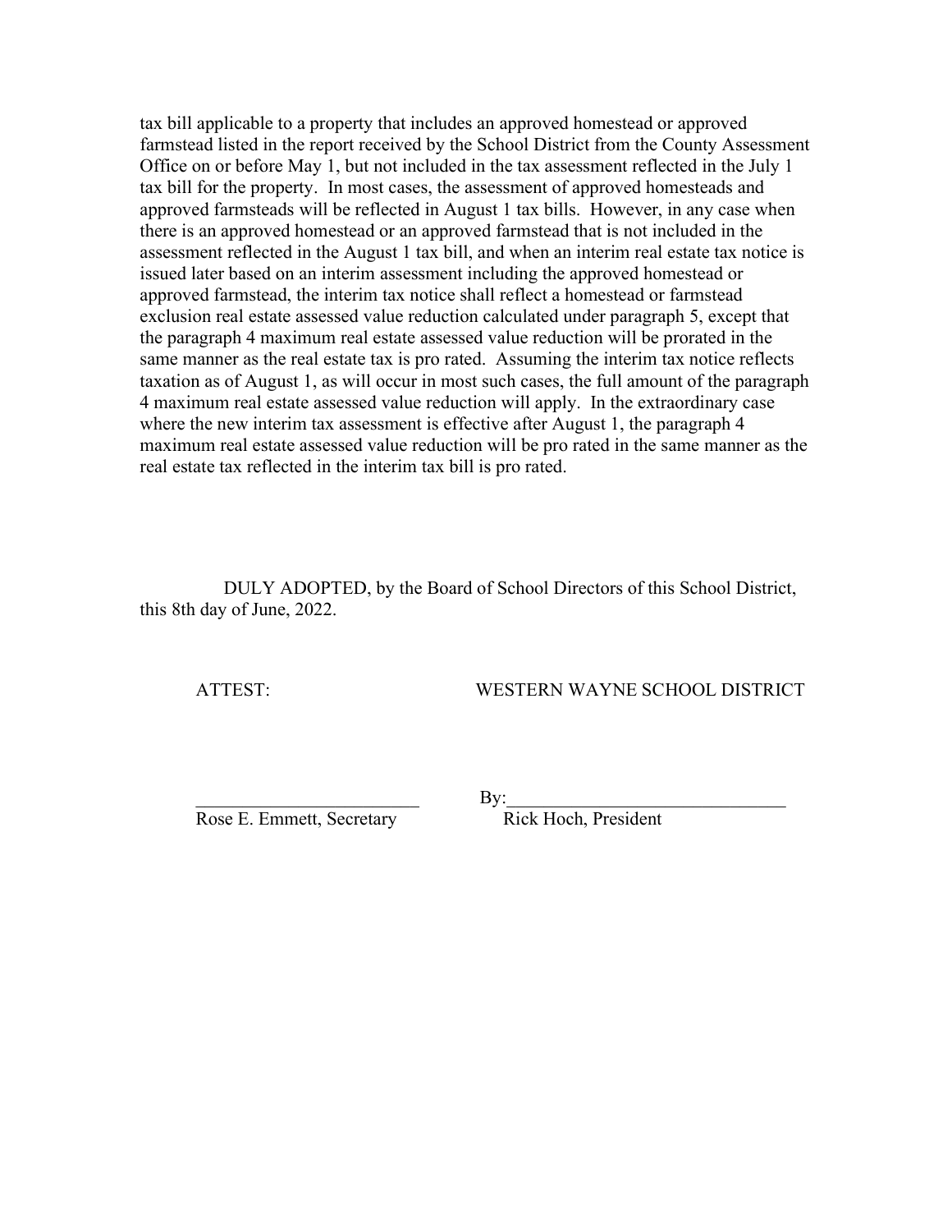tax bill applicable to a property that includes an approved homestead or approved farmstead listed in the report received by the School District from the County Assessment Office on or before May 1, but not included in the tax assessment reflected in the July 1 tax bill for the property. In most cases, the assessment of approved homesteads and approved farmsteads will be reflected in August 1 tax bills. However, in any case when there is an approved homestead or an approved farmstead that is not included in the assessment reflected in the August 1 tax bill, and when an interim real estate tax notice is issued later based on an interim assessment including the approved homestead or approved farmstead, the interim tax notice shall reflect a homestead or farmstead exclusion real estate assessed value reduction calculated under paragraph 5, except that the paragraph 4 maximum real estate assessed value reduction will be prorated in the same manner as the real estate tax is pro rated. Assuming the interim tax notice reflects taxation as of August 1, as will occur in most such cases, the full amount of the paragraph 4 maximum real estate assessed value reduction will apply. In the extraordinary case where the new interim tax assessment is effective after August 1, the paragraph 4 maximum real estate assessed value reduction will be pro rated in the same manner as the real estate tax reflected in the interim tax bill is pro rated.

DULY ADOPTED, by the Board of School Directors of this School District, this 8th day of June, 2022.

ATTEST: WESTERN WAYNE SCHOOL DISTRICT

________________________ By:______________________________

Rose E. Emmett, Secretary Rick Hoch, President